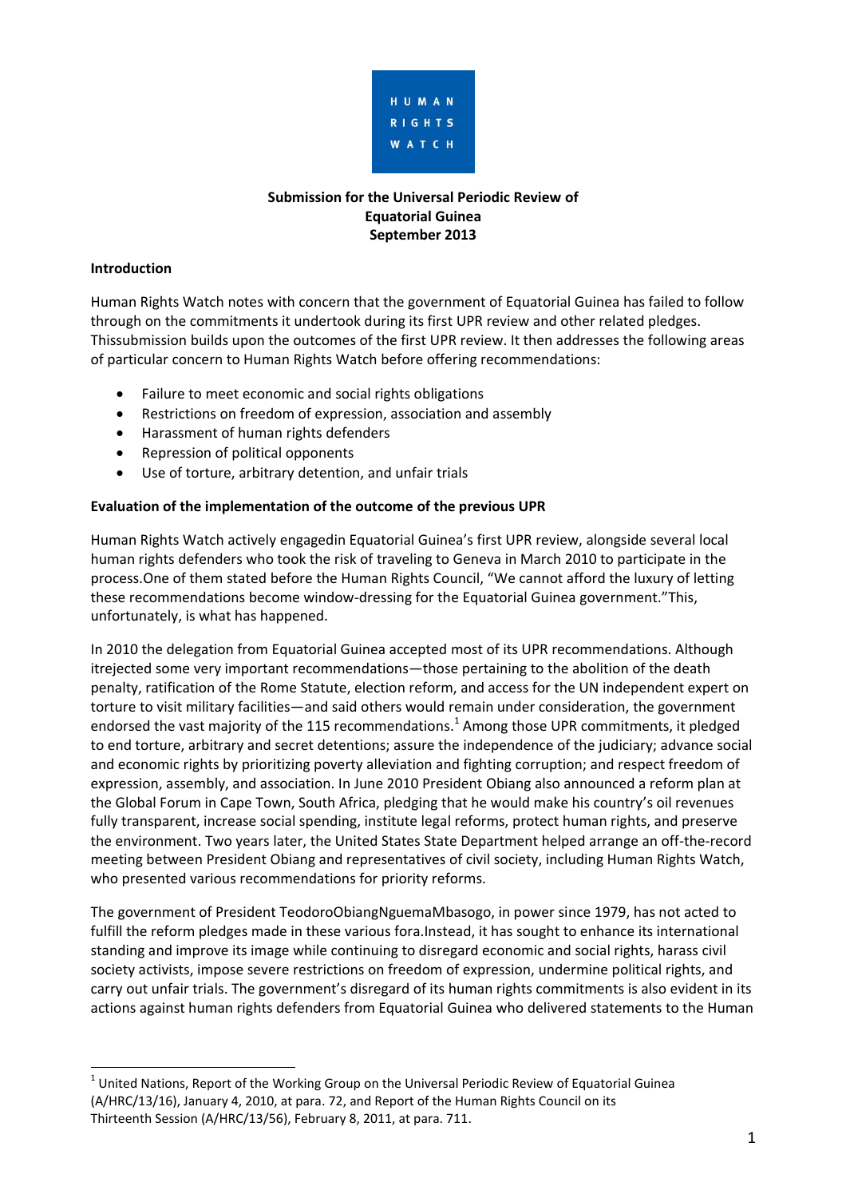**Submission for the Universal Periodic Review of Equatorial Guinea September 2013**

**Introduction**

Human Rights Watch notes with concern that the government of Equatorial Guinea has failed to follow through on the commitments it undertook during its first UPR review and other related pledges. Thissubmission builds upon the outcomes of the first UPR review. It then addresses the following areas of particular concern to Human Rights Watch before offering recommendations:

- Failure to meet economic and social rights obligations
- Restrictions on freedom of expression, association and assembly
- Harassment of human rights defenders
- Repression of political opponents
- Use of torture, arbitrary detention, and unfair trials

**Evaluation of the implementation of the outcome of the previous UPR**

Human Rights Watch actively engagedin Equatorial Guinea's first UPR review, alongside several local human rights defenders who took the risk of traveling to Geneva in March 2010 to participate in the process.One of them stated before the Human Rights Council, "We cannot afford the luxury of letting these recommendations become window-dressing for the Equatorial Guinea government."This, unfortunately, is what has happened.

In 2010 the delegation from Equatorial Guinea accepted most of its UPR recommendations. Although itrejected some very important recommendations—those pertaining to the abolition of the death penalty, ratification of the Rome Statute, election reform, and access for the UN independent expert on torture to visit military facilities—and said others would remain under consideration, the government endorsed the vast majority of the 115 recommendations.[1] Among those UPR commitments, it pledged to end torture, arbitrary and secret detentions; assure the independence of the judiciary; advance social and economic rights by prioritizing poverty alleviation and fighting corruption; and respect freedom of expression, assembly, and association. In June 2010 President Obiang also announced a reform plan at the Global Forum in Cape Town, South Africa, pledging that he would make his country's oil revenues fully transparent, increase social spending, institute legal reforms, protect human rights, and preserve the environment. Two years later, the United States State Department helped arrange an off-the-record meeting between President Obiang and representatives of civil society, including Human Rights Watch, who presented various recommendations for priority reforms.

The government of President TeodoroObiangNguemaMbasogo, in power since 1979, has not acted to fulfill the reform pledges made in these various fora.Instead, it has sought to enhance its international standing and improve its image while continuing to disregard economic and social rights, harass civil society activists, impose severe restrictions on freedom of expression, undermine political rights, and carry out unfair trials. The government's disregard of its human rights commitments is also evident in its actions against human rights defenders from Equatorial Guinea who delivered statements to the Human

[1] United Nations, Report of the Working Group on the Universal Periodic Review of Equatorial Guinea (A/HRC/13/16), January 4, 2010, at para. 72, and Report of the Human Rights Council on its Thirteenth Session (A/HRC/13/56), February 8, 2011, at para. 711.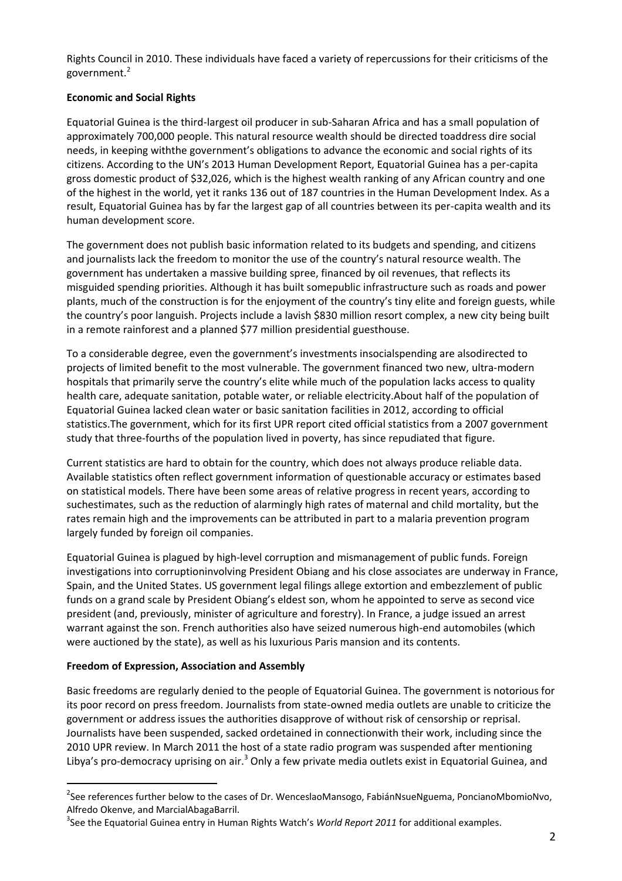Rights Council in 2010. These individuals have faced a variety of repercussions for their criticisms of the government.[2]

**Economic and Social Rights**

Equatorial Guinea is the third-largest oil producer in sub-Saharan Africa and has a small population of approximately 700,000 people. This natural resource wealth should be directed toaddress dire social needs, in keeping withthe government's obligations to advance the economic and social rights of its citizens. According to the UN's 2013 Human Development Report, Equatorial Guinea has a per-capita gross domestic product of $32,026, which is the highest wealth ranking of any African country and one of the highest in the world, yet it ranks 136 out of 187 countries in the Human Development Index. As a result, Equatorial Guinea has by far the largest gap of all countries between its per-capita wealth and its human development score.

The government does not publish basic information related to its budgets and spending, and citizens and journalists lack the freedom to monitor the use of the country's natural resource wealth. The government has undertaken a massive building spree, financed by oil revenues, that reflects its misguided spending priorities. Although it has built somepublic infrastructure such as roads and power plants, much of the construction is for the enjoyment of the country's tiny elite and foreign guests, while the country's poor languish. Projects include a lavish $830 million resort complex, a new city being built in a remote rainforest and a planned $77 million presidential guesthouse.

To a considerable degree, even the government's investments insocialspending are alsodirected to projects of limited benefit to the most vulnerable. The government financed two new, ultra-modern hospitals that primarily serve the country's elite while much of the population lacks access to quality health care, adequate sanitation, potable water, or reliable electricity.About half of the population of Equatorial Guinea lacked clean water or basic sanitation facilities in 2012, according to official statistics.The government, which for its first UPR report cited official statistics from a 2007 government study that three-fourths of the population lived in poverty, has since repudiated that figure.

Current statistics are hard to obtain for the country, which does not always produce reliable data. Available statistics often reflect government information of questionable accuracy or estimates based on statistical models. There have been some areas of relative progress in recent years, according to suchestimates, such as the reduction of alarmingly high rates of maternal and child mortality, but the rates remain high and the improvements can be attributed in part to a malaria prevention program largely funded by foreign oil companies.

Equatorial Guinea is plagued by high-level corruption and mismanagement of public funds. Foreign investigations into corruptioninvolving President Obiang and his close associates are underway in France, Spain, and the United States. US government legal filings allege extortion and embezzlement of public funds on a grand scale by President Obiang's eldest son, whom he appointed to serve as second vice president (and, previously, minister of agriculture and forestry). In France, a judge issued an arrest warrant against the son. French authorities also have seized numerous high-end automobiles (which were auctioned by the state), as well as his luxurious Paris mansion and its contents.

**Freedom of Expression, Association and Assembly**

Basic freedoms are regularly denied to the people of Equatorial Guinea. The government is notorious for its poor record on press freedom. Journalists from state-owned media outlets are unable to criticize the government or address issues the authorities disapprove of without risk of censorship or reprisal. Journalists have been suspended, sacked ordetained in connectionwith their work, including since the 2010 UPR review. In March 2011 the host of a state radio program was suspended after mentioning Libya's pro-democracy uprising on air.[3] Only a few private media outlets exist in Equatorial Guinea, and

---

[2] See references further below to the cases of Dr. WenceslaoMansogo, FabiánNsueNguema, PoncianoMbomioNvo, Alfredo Okenve, and MarcialAbagaBarril.

[3] See the Equatorial Guinea entry in Human Rights Watch's *World Report 2011* for additional examples.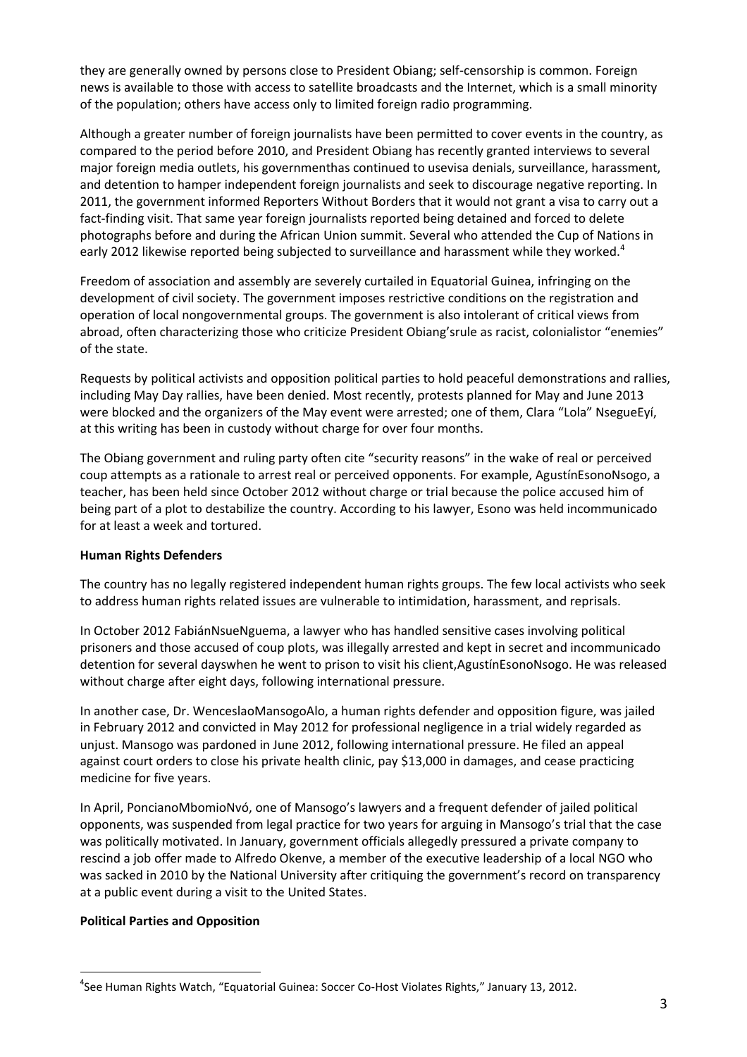they are generally owned by persons close to President Obiang; self-censorship is common. Foreign news is available to those with access to satellite broadcasts and the Internet, which is a small minority of the population; others have access only to limited foreign radio programming.

Although a greater number of foreign journalists have been permitted to cover events in the country, as compared to the period before 2010, and President Obiang has recently granted interviews to several major foreign media outlets, his governmenthas continued to usevisa denials, surveillance, harassment, and detention to hamper independent foreign journalists and seek to discourage negative reporting. In 2011, the government informed Reporters Without Borders that it would not grant a visa to carry out a fact-finding visit. That same year foreign journalists reported being detained and forced to delete photographs before and during the African Union summit. Several who attended the Cup of Nations in early 2012 likewise reported being subjected to surveillance and harassment while they worked.[4]

Freedom of association and assembly are severely curtailed in Equatorial Guinea, infringing on the development of civil society. The government imposes restrictive conditions on the registration and operation of local nongovernmental groups. The government is also intolerant of critical views from abroad, often characterizing those who criticize President Obiang'srule as racist, colonialistor "enemies" of the state.

Requests by political activists and opposition political parties to hold peaceful demonstrations and rallies, including May Day rallies, have been denied. Most recently, protests planned for May and June 2013 were blocked and the organizers of the May event were arrested; one of them, Clara "Lola" NsegueEyí, at this writing has been in custody without charge for over four months.

The Obiang government and ruling party often cite "security reasons" in the wake of real or perceived coup attempts as a rationale to arrest real or perceived opponents. For example, AgustínEsonoNsogo, a teacher, has been held since October 2012 without charge or trial because the police accused him of being part of a plot to destabilize the country. According to his lawyer, Esono was held incommunicado for at least a week and tortured.

**Human Rights Defenders**

The country has no legally registered independent human rights groups. The few local activists who seek to address human rights related issues are vulnerable to intimidation, harassment, and reprisals.

In October 2012 FabiánNsueNguema, a lawyer who has handled sensitive cases involving political prisoners and those accused of coup plots, was illegally arrested and kept in secret and incommunicado detention for several dayswhen he went to prison to visit his client,AgustínEsonoNsogo. He was released without charge after eight days, following international pressure.

In another case, Dr. WenceslaoMansogoAlo, a human rights defender and opposition figure, was jailed in February 2012 and convicted in May 2012 for professional negligence in a trial widely regarded as unjust. Mansogo was pardoned in June 2012, following international pressure. He filed an appeal against court orders to close his private health clinic, pay $13,000 in damages, and cease practicing medicine for five years.

In April, PoncianoMbomioNvó, one of Mansogo's lawyers and a frequent defender of jailed political opponents, was suspended from legal practice for two years for arguing in Mansogo's trial that the case was politically motivated. In January, government officials allegedly pressured a private company to rescind a job offer made to Alfredo Okenve, a member of the executive leadership of a local NGO who was sacked in 2010 by the National University after critiquing the government's record on transparency at a public event during a visit to the United States.

**Political Parties and Opposition**

---

[4]See Human Rights Watch, "Equatorial Guinea: Soccer Co-Host Violates Rights," January 13, 2012.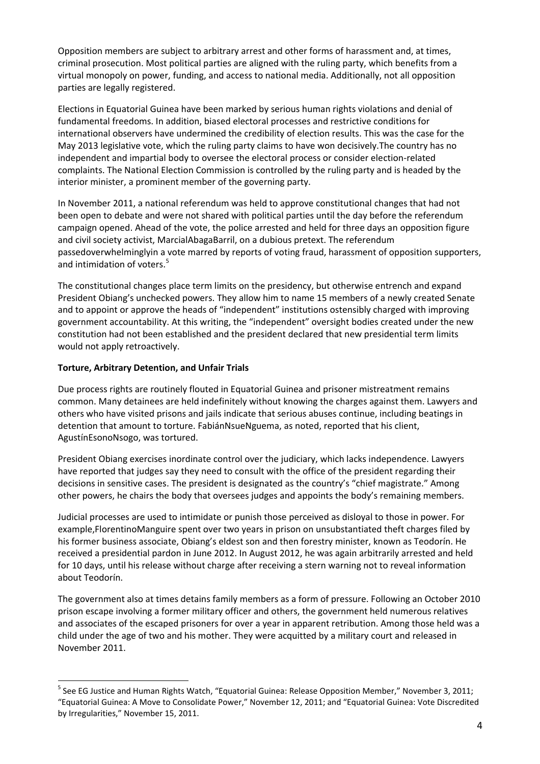Opposition members are subject to arbitrary arrest and other forms of harassment and, at times, criminal prosecution. Most political parties are aligned with the ruling party, which benefits from a virtual monopoly on power, funding, and access to national media. Additionally, not all opposition parties are legally registered.

Elections in Equatorial Guinea have been marked by serious human rights violations and denial of fundamental freedoms. In addition, biased electoral processes and restrictive conditions for international observers have undermined the credibility of election results. This was the case for the May 2013 legislative vote, which the ruling party claims to have won decisively.The country has no independent and impartial body to oversee the electoral process or consider election-related complaints. The National Election Commission is controlled by the ruling party and is headed by the interior minister, a prominent member of the governing party.

In November 2011, a national referendum was held to approve constitutional changes that had not been open to debate and were not shared with political parties until the day before the referendum campaign opened. Ahead of the vote, the police arrested and held for three days an opposition figure and civil society activist, MarcialAbagaBarril, on a dubious pretext. The referendum passedoverwhelminglyin a vote marred by reports of voting fraud, harassment of opposition supporters, and intimidation of voters.[5]

The constitutional changes place term limits on the presidency, but otherwise entrench and expand President Obiang's unchecked powers. They allow him to name 15 members of a newly created Senate and to appoint or approve the heads of "independent" institutions ostensibly charged with improving government accountability. At this writing, the "independent" oversight bodies created under the new constitution had not been established and the president declared that new presidential term limits would not apply retroactively.

**Torture, Arbitrary Detention, and Unfair Trials**

Due process rights are routinely flouted in Equatorial Guinea and prisoner mistreatment remains common. Many detainees are held indefinitely without knowing the charges against them. Lawyers and others who have visited prisons and jails indicate that serious abuses continue, including beatings in detention that amount to torture. FabiánNsueNguema, as noted, reported that his client, AgustínEsonoNsogo, was tortured.

President Obiang exercises inordinate control over the judiciary, which lacks independence. Lawyers have reported that judges say they need to consult with the office of the president regarding their decisions in sensitive cases. The president is designated as the country's "chief magistrate." Among other powers, he chairs the body that oversees judges and appoints the body's remaining members.

Judicial processes are used to intimidate or punish those perceived as disloyal to those in power. For example,FlorentinoManguire spent over two years in prison on unsubstantiated theft charges filed by his former business associate, Obiang's eldest son and then forestry minister, known as Teodorín. He received a presidential pardon in June 2012. In August 2012, he was again arbitrarily arrested and held for 10 days, until his release without charge after receiving a stern warning not to reveal information about Teodorín.

The government also at times detains family members as a form of pressure. Following an October 2010 prison escape involving a former military officer and others, the government held numerous relatives and associates of the escaped prisoners for over a year in apparent retribution. Among those held was a child under the age of two and his mother. They were acquitted by a military court and released in November 2011.

---

[5] See EG Justice and Human Rights Watch, "Equatorial Guinea: Release Opposition Member," November 3, 2011; "Equatorial Guinea: A Move to Consolidate Power," November 12, 2011; and "Equatorial Guinea: Vote Discredited by Irregularities," November 15, 2011.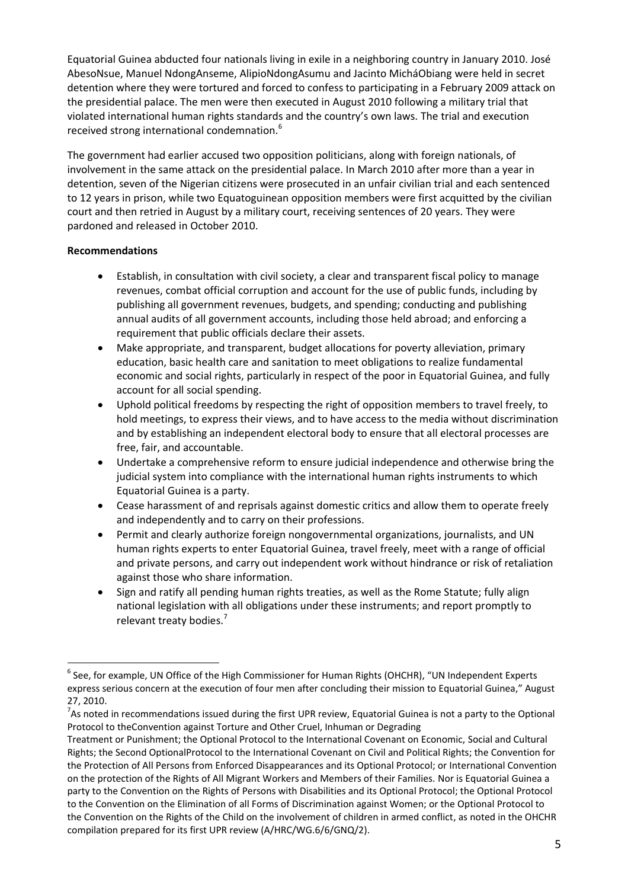Equatorial Guinea abducted four nationals living in exile in a neighboring country in January 2010. José AbesoNsue, Manuel NdongAnseme, AlipioNdongAsumu and Jacinto MicháObiang were held in secret detention where they were tortured and forced to confess to participating in a February 2009 attack on the presidential palace. The men were then executed in August 2010 following a military trial that violated international human rights standards and the country's own laws. The trial and execution received strong international condemnation.[6]

The government had earlier accused two opposition politicians, along with foreign nationals, of involvement in the same attack on the presidential palace. In March 2010 after more than a year in detention, seven of the Nigerian citizens were prosecuted in an unfair civilian trial and each sentenced to 12 years in prison, while two Equatoguinean opposition members were first acquitted by the civilian court and then retried in August by a military court, receiving sentences of 20 years. They were pardoned and released in October 2010.

**Recommendations**

- Establish, in consultation with civil society, a clear and transparent fiscal policy to manage revenues, combat official corruption and account for the use of public funds, including by publishing all government revenues, budgets, and spending; conducting and publishing annual audits of all government accounts, including those held abroad; and enforcing a requirement that public officials declare their assets.
- Make appropriate, and transparent, budget allocations for poverty alleviation, primary education, basic health care and sanitation to meet obligations to realize fundamental economic and social rights, particularly in respect of the poor in Equatorial Guinea, and fully account for all social spending.
- Uphold political freedoms by respecting the right of opposition members to travel freely, to hold meetings, to express their views, and to have access to the media without discrimination and by establishing an independent electoral body to ensure that all electoral processes are free, fair, and accountable.
- Undertake a comprehensive reform to ensure judicial independence and otherwise bring the judicial system into compliance with the international human rights instruments to which Equatorial Guinea is a party.
- Cease harassment of and reprisals against domestic critics and allow them to operate freely and independently and to carry on their professions.
- Permit and clearly authorize foreign nongovernmental organizations, journalists, and UN human rights experts to enter Equatorial Guinea, travel freely, meet with a range of official and private persons, and carry out independent work without hindrance or risk of retaliation against those who share information.
- Sign and ratify all pending human rights treaties, as well as the Rome Statute; fully align national legislation with all obligations under these instruments; and report promptly to relevant treaty bodies.[7]

---

[6] See, for example, UN Office of the High Commissioner for Human Rights (OHCHR), "UN Independent Experts express serious concern at the execution of four men after concluding their mission to Equatorial Guinea," August 27, 2010.

[7] As noted in recommendations issued during the first UPR review, Equatorial Guinea is not a party to the Optional Protocol to theConvention against Torture and Other Cruel, Inhuman or Degrading Treatment or Punishment; the Optional Protocol to the International Covenant on Economic, Social and Cultural Rights; the Second OptionalProtocol to the International Covenant on Civil and Political Rights; the Convention for the Protection of All Persons from Enforced Disappearances and its Optional Protocol; or International Convention on the protection of the Rights of All Migrant Workers and Members of their Families. Nor is Equatorial Guinea a party to the Convention on the Rights of Persons with Disabilities and its Optional Protocol; the Optional Protocol to the Convention on the Elimination of all Forms of Discrimination against Women; or the Optional Protocol to the Convention on the Rights of the Child on the involvement of children in armed conflict, as noted in the OHCHR compilation prepared for its first UPR review (A/HRC/WG.6/6/GNQ/2).